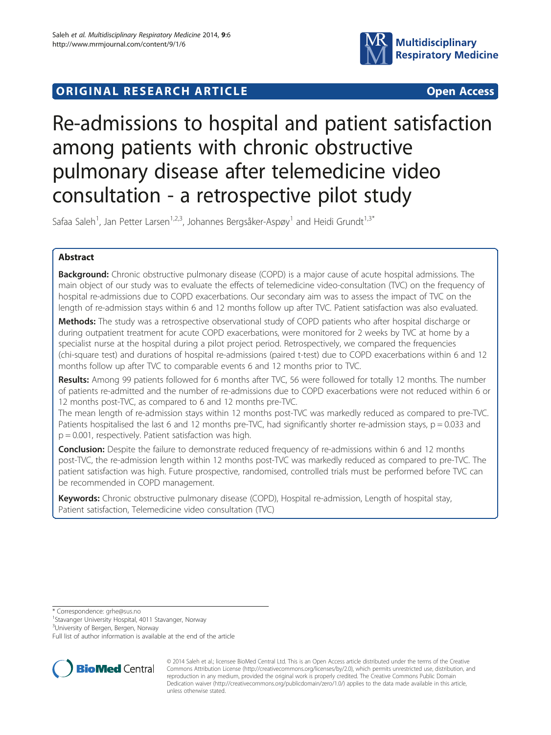# ORIGINAL RESEARCH ARTICLE

Open Access

# Re-admissions to hospital and patient satisfaction among patients with chronic obstructive pulmonary disease after telemedicine video consultation - a retrospective pilot study

Safaa Saleh[1], Jan Petter Larsen[1,2,3], Johannes Bergsåker-Aspøy[1] and Heidi Grundt[1,3*]

## Abstract

**Background:** Chronic obstructive pulmonary disease (COPD) is a major cause of acute hospital admissions. The main object of our study was to evaluate the effects of telemedicine video-consultation (TVC) on the frequency of hospital re-admissions due to COPD exacerbations. Our secondary aim was to assess the impact of TVC on the length of re-admission stays within 6 and 12 months follow up after TVC. Patient satisfaction was also evaluated.

**Methods:** The study was a retrospective observational study of COPD patients who after hospital discharge or during outpatient treatment for acute COPD exacerbations, were monitored for 2 weeks by TVC at home by a specialist nurse at the hospital during a pilot project period. Retrospectively, we compared the frequencies (chi-square test) and durations of hospital re-admissions (paired t-test) due to COPD exacerbations within 6 and 12 months follow up after TVC to comparable events 6 and 12 months prior to TVC.

**Results:** Among 99 patients followed for 6 months after TVC, 56 were followed for totally 12 months. The number of patients re-admitted and the number of re-admissions due to COPD exacerbations were not reduced within 6 or 12 months post-TVC, as compared to 6 and 12 months pre-TVC.

The mean length of re-admission stays within 12 months post-TVC was markedly reduced as compared to pre-TVC. Patients hospitalised the last 6 and 12 months pre-TVC, had significantly shorter re-admission stays, $p = 0.033$ and $p = 0.001$, respectively. Patient satisfaction was high.

**Conclusion:** Despite the failure to demonstrate reduced frequency of re-admissions within 6 and 12 months post-TVC, the re-admission length within 12 months post-TVC was markedly reduced as compared to pre-TVC. The patient satisfaction was high. Future prospective, randomised, controlled trials must be performed before TVC can be recommended in COPD management.

**Keywords:** Chronic obstructive pulmonary disease (COPD), Hospital re-admission, Length of hospital stay, Patient satisfaction, Telemedicine video consultation (TVC)

\* Correspondence: grhe@sus.no

[1]Stavanger University Hospital, 4011 Stavanger, Norway

[3]University of Bergen, Bergen, Norway

Full list of author information is available at the end of the article

© 2014 Saleh et al.; licensee BioMed Central Ltd. This is an Open Access article distributed under the terms of the Creative Commons Attribution License (http://creativecommons.org/licenses/by/2.0), which permits unrestricted use, distribution, and reproduction in any medium, provided the original work is properly credited. The Creative Commons Public Domain Dedication waiver (http://creativecommons.org/publicdomain/zero/1.0/) applies to the data made available in this article, unless otherwise stated.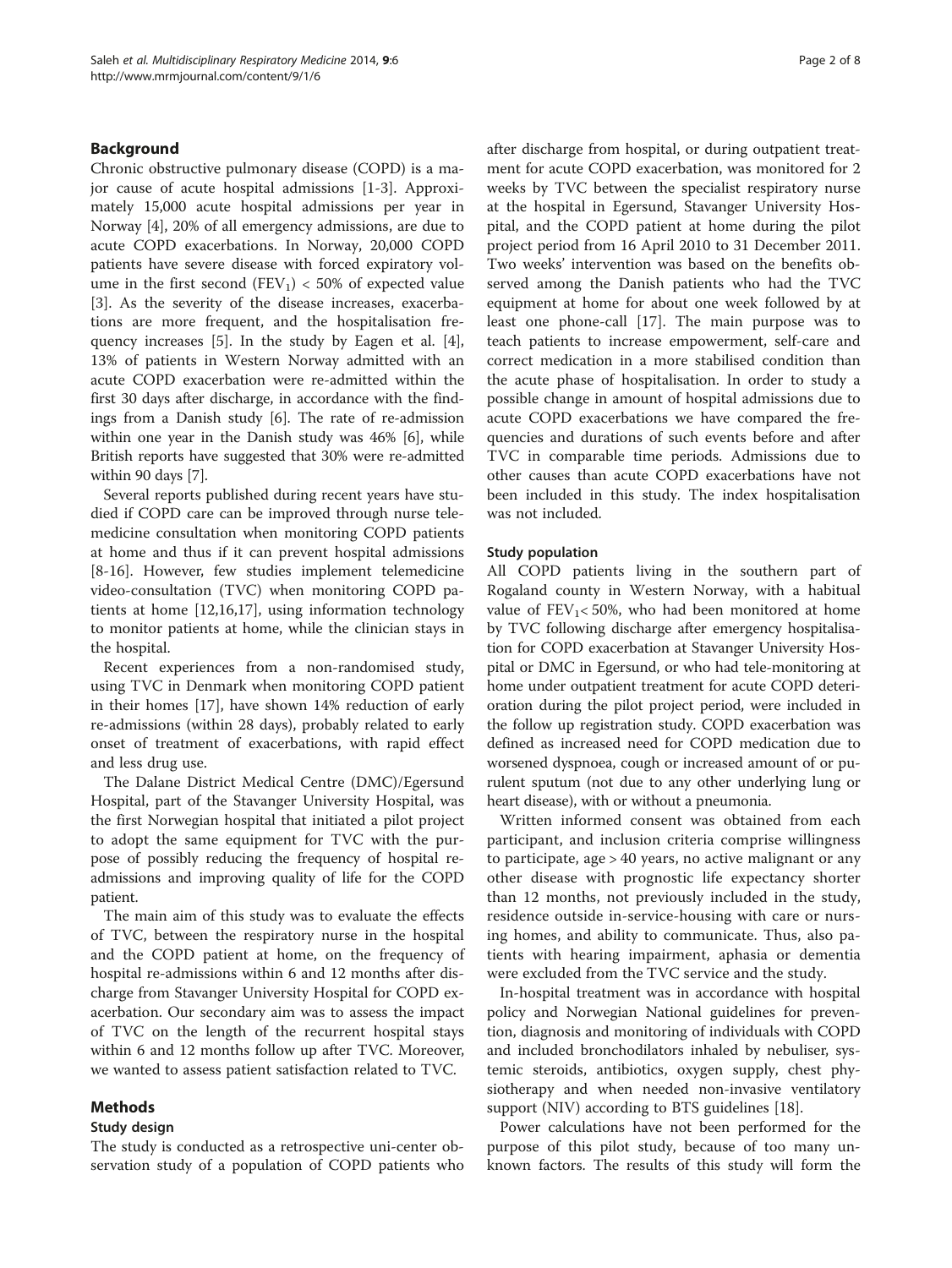## Background

Chronic obstructive pulmonary disease (COPD) is a major cause of acute hospital admissions [1-3]. Approximately 15,000 acute hospital admissions per year in Norway [4], 20% of all emergency admissions, are due to acute COPD exacerbations. In Norway, 20,000 COPD patients have severe disease with forced expiratory volume in the first second ($FEV_1$) < 50% of expected value [3]. As the severity of the disease increases, exacerbations are more frequent, and the hospitalisation frequency increases [5]. In the study by Eagen et al. [4], 13% of patients in Western Norway admitted with an acute COPD exacerbation were re-admitted within the first 30 days after discharge, in accordance with the findings from a Danish study [6]. The rate of re-admission within one year in the Danish study was 46% [6], while British reports have suggested that 30% were re-admitted within 90 days [7].

Several reports published during recent years have studied if COPD care can be improved through nurse telemedicine consultation when monitoring COPD patients at home and thus if it can prevent hospital admissions [8-16]. However, few studies implement telemedicine video-consultation (TVC) when monitoring COPD patients at home [12,16,17], using information technology to monitor patients at home, while the clinician stays in the hospital.

Recent experiences from a non-randomised study, using TVC in Denmark when monitoring COPD patient in their homes [17], have shown 14% reduction of early re-admissions (within 28 days), probably related to early onset of treatment of exacerbations, with rapid effect and less drug use.

The Dalane District Medical Centre (DMC)/Egersund Hospital, part of the Stavanger University Hospital, was the first Norwegian hospital that initiated a pilot project to adopt the same equipment for TVC with the purpose of possibly reducing the frequency of hospital re-admissions and improving quality of life for the COPD patient.

The main aim of this study was to evaluate the effects of TVC, between the respiratory nurse in the hospital and the COPD patient at home, on the frequency of hospital re-admissions within 6 and 12 months after discharge from Stavanger University Hospital for COPD exacerbation. Our secondary aim was to assess the impact of TVC on the length of the recurrent hospital stays within 6 and 12 months follow up after TVC. Moreover, we wanted to assess patient satisfaction related to TVC.

## Methods

### Study design

The study is conducted as a retrospective uni-center observation study of a population of COPD patients who after discharge from hospital, or during outpatient treatment for acute COPD exacerbation, was monitored for 2 weeks by TVC between the specialist respiratory nurse at the hospital in Egersund, Stavanger University Hospital, and the COPD patient at home during the pilot project period from 16 April 2010 to 31 December 2011. Two weeks' intervention was based on the benefits observed among the Danish patients who had the TVC equipment at home for about one week followed by at least one phone-call [17]. The main purpose was to teach patients to increase empowerment, self-care and correct medication in a more stabilised condition than the acute phase of hospitalisation. In order to study a possible change in amount of hospital admissions due to acute COPD exacerbations we have compared the frequencies and durations of such events before and after TVC in comparable time periods. Admissions due to other causes than acute COPD exacerbations have not been included in this study. The index hospitalisation was not included.

### Study population

All COPD patients living in the southern part of Rogaland county in Western Norway, with a habitual value of $FEV_1$< 50%, who had been monitored at home by TVC following discharge after emergency hospitalisation for COPD exacerbation at Stavanger University Hospital or DMC in Egersund, or who had tele-monitoring at home under outpatient treatment for acute COPD deterioration during the pilot project period, were included in the follow up registration study. COPD exacerbation was defined as increased need for COPD medication due to worsened dyspnoea, cough or increased amount of or purulent sputum (not due to any other underlying lung or heart disease), with or without a pneumonia.

Written informed consent was obtained from each participant, and inclusion criteria comprise willingness to participate, age > 40 years, no active malignant or any other disease with prognostic life expectancy shorter than 12 months, not previously included in the study, residence outside in-service-housing with care or nursing homes, and ability to communicate. Thus, also patients with hearing impairment, aphasia or dementia were excluded from the TVC service and the study.

In-hospital treatment was in accordance with hospital policy and Norwegian National guidelines for prevention, diagnosis and monitoring of individuals with COPD and included bronchodilators inhaled by nebuliser, systemic steroids, antibiotics, oxygen supply, chest physiotherapy and when needed non-invasive ventilatory support (NIV) according to BTS guidelines [18].

Power calculations have not been performed for the purpose of this pilot study, because of too many unknown factors. The results of this study will form the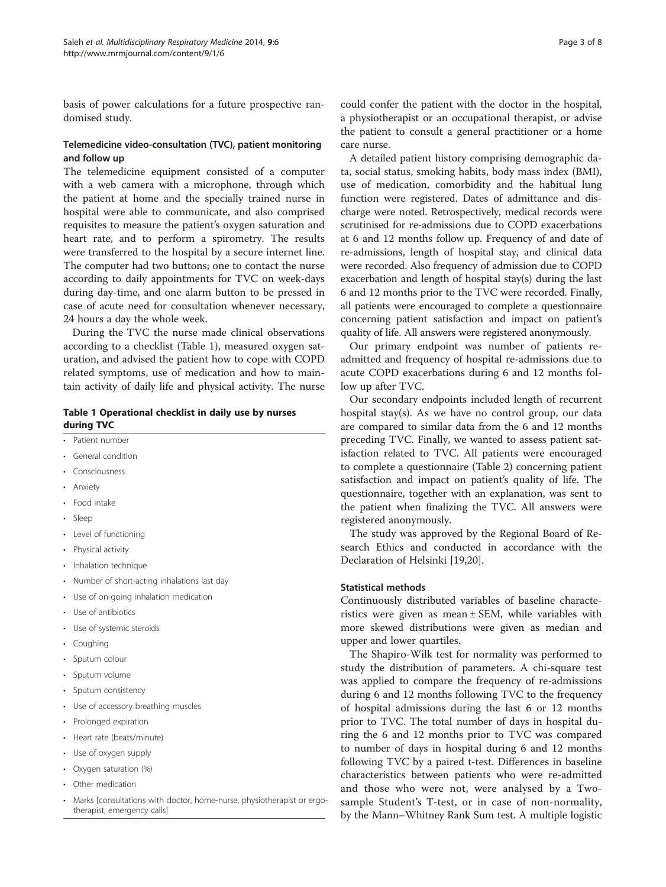basis of power calculations for a future prospective randomised study.

### Telemedicine video-consultation (TVC), patient monitoring and follow up

The telemedicine equipment consisted of a computer with a web camera with a microphone, through which the patient at home and the specially trained nurse in hospital were able to communicate, and also comprised requisites to measure the patient's oxygen saturation and heart rate, and to perform a spirometry. The results were transferred to the hospital by a secure internet line. The computer had two buttons; one to contact the nurse according to daily appointments for TVC on week-days during day-time, and one alarm button to be pressed in case of acute need for consultation whenever necessary, 24 hours a day the whole week.

During the TVC the nurse made clinical observations according to a checklist (Table 1), measured oxygen saturation, and advised the patient how to cope with COPD related symptoms, use of medication and how to maintain activity of daily life and physical activity. The nurse could confer the patient with the doctor in the hospital, a physiotherapist or an occupational therapist, or advise the patient to consult a general practitioner or a home care nurse.

**Table 1 Operational checklist in daily use by nurses during TVC**

- Patient number
- General condition
- Consciousness
- Anxiety
- Food intake
- Sleep
- Level of functioning
- Physical activity
- Inhalation technique
- Number of short-acting inhalations last day
- Use of on-going inhalation medication
- Use of antibiotics
- Use of systemic steroids
- Coughing
- Sputum colour
- Sputum volume
- Sputum consistency
- Use of accessory breathing muscles
- Prolonged expiration
- Heart rate (beats/minute)
- Use of oxygen supply
- Oxygen saturation (%)
- Other medication
- Marks [consultations with doctor, home-nurse, physiotherapist or ergo-therapist, emergency calls]

A detailed patient history comprising demographic data, social status, smoking habits, body mass index (BMI), use of medication, comorbidity and the habitual lung function were registered. Dates of admittance and discharge were noted. Retrospectively, medical records were scrutinised for re-admissions due to COPD exacerbations at 6 and 12 months follow up. Frequency of and date of re-admissions, length of hospital stay, and clinical data were recorded. Also frequency of admission due to COPD exacerbation and length of hospital stay(s) during the last 6 and 12 months prior to the TVC were recorded. Finally, all patients were encouraged to complete a questionnaire concerning patient satisfaction and impact on patient's quality of life. All answers were registered anonymously.

Our primary endpoint was number of patients re-admitted and frequency of hospital re-admissions due to acute COPD exacerbations during 6 and 12 months follow up after TVC.

Our secondary endpoints included length of recurrent hospital stay(s). As we have no control group, our data are compared to similar data from the 6 and 12 months preceding TVC. Finally, we wanted to assess patient satisfaction related to TVC. All patients were encouraged to complete a questionnaire (Table 2) concerning patient satisfaction and impact on patient's quality of life. The questionnaire, together with an explanation, was sent to the patient when finalizing the TVC. All answers were registered anonymously.

The study was approved by the Regional Board of Research Ethics and conducted in accordance with the Declaration of Helsinki [19,20].

### Statistical methods

Continuously distributed variables of baseline characteristics were given as mean ± SEM, while variables with more skewed distributions were given as median and upper and lower quartiles.

The Shapiro-Wilk test for normality was performed to study the distribution of parameters. A chi-square test was applied to compare the frequency of re-admissions during 6 and 12 months following TVC to the frequency of hospital admissions during the last 6 or 12 months prior to TVC. The total number of days in hospital during the 6 and 12 months prior to TVC was compared to number of days in hospital during 6 and 12 months following TVC by a paired t-test. Differences in baseline characteristics between patients who were re-admitted and those who were not, were analysed by a Two-sample Student's T-test, or in case of non-normality, by the Mann–Whitney Rank Sum test. A multiple logistic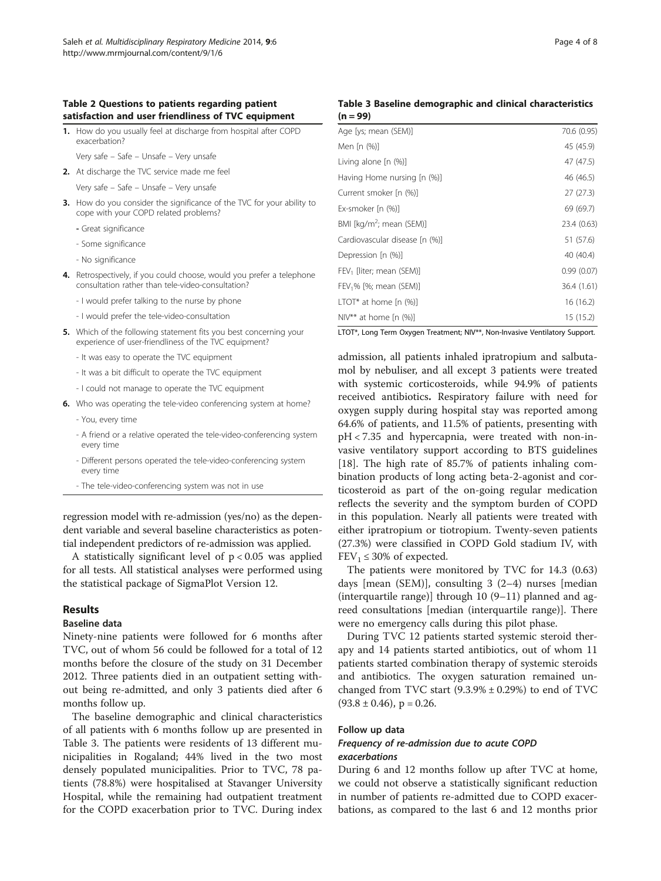**Table 2 Questions to patients regarding patient satisfaction and user friendliness of TVC equipment**

1. How do you usually feel at discharge from hospital after COPD exacerbation?

   Very safe – Safe – Unsafe – Very unsafe

2. At discharge the TVC service made me feel

   Very safe – Safe – Unsafe – Very unsafe

3. How do you consider the significance of the TVC for your ability to cope with your COPD related problems?

   - Great significance
   - Some significance
   - No significance

4. Retrospectively, if you could choose, would you prefer a telephone consultation rather than tele-video-consultation?

   - I would prefer talking to the nurse by phone
   - I would prefer the tele-video-consultation

5. Which of the following statement fits you best concerning your experience of user-friendliness of the TVC equipment?

   - It was easy to operate the TVC equipment
   - It was a bit difficult to operate the TVC equipment
   - I could not manage to operate the TVC equipment

6. Who was operating the tele-video conferencing system at home?

   - You, every time
   - A friend or a relative operated the tele-video-conferencing system every time
   - Different persons operated the tele-video-conferencing system every time
   - The tele-video-conferencing system was not in use

regression model with re-admission (yes/no) as the dependent variable and several baseline characteristics as potential independent predictors of re-admission was applied.

A statistically significant level of $p < 0.05$ was applied for all tests. All statistical analyses were performed using the statistical package of SigmaPlot Version 12.

## Results

### Baseline data

Ninety-nine patients were followed for 6 months after TVC, out of whom 56 could be followed for a total of 12 months before the closure of the study on 31 December 2012. Three patients died in an outpatient setting without being re-admitted, and only 3 patients died after 6 months follow up.

The baseline demographic and clinical characteristics of all patients with 6 months follow up are presented in Table 3. The patients were residents of 13 different municipalities in Rogaland; 44% lived in the two most densely populated municipalities. Prior to TVC, 78 patients (78.8%) were hospitalised at Stavanger University Hospital, while the remaining had outpatient treatment for the COPD exacerbation prior to TVC. During index admission, all patients inhaled ipratropium and salbutamol by nebuliser, and all except 3 patients were treated with systemic corticosteroids, while 94.9% of patients received antibiotics**.** Respiratory failure with need for oxygen supply during hospital stay was reported among 64.6% of patients, and 11.5% of patients, presenting with pH < 7.35 and hypercapnia, were treated with non-invasive ventilatory support according to BTS guidelines [18]. The high rate of 85.7% of patients inhaling combination products of long acting beta-2-agonist and corticosteroid as part of the on-going regular medication reflects the severity and the symptom burden of COPD in this population. Nearly all patients were treated with either ipratropium or tiotropium. Twenty-seven patients (27.3%) were classified in COPD Gold stadium IV, with $FEV_1 \leq 30\%$ of expected.

**Table 3 Baseline demographic and clinical characteristics (n = 99)**

| | |
|---|---|
| Age [ys; mean (SEM)] | 70.6 (0.95) |
| Men [n (%)] | 45 (45.9) |
| Living alone [n (%)] | 47 (47.5) |
| Having Home nursing [n (%)] | 46 (46.5) |
| Current smoker [n (%)] | 27 (27.3) |
| Ex-smoker [n (%)] | 69 (69.7) |
| BMI [kg/m$^2$; mean (SEM)] | 23.4 (0.63) |
| Cardiovascular disease [n (%)] | 51 (57.6) |
| Depression [n (%)] | 40 (40.4) |
| $FEV_1$ [liter; mean (SEM)] | 0.99 (0.07) |
| $FEV_1$% [%; mean (SEM)] | 36.4 (1.61) |
| LTOT* at home [n (%)] | 16 (16.2) |
| NIV** at home [n (%)] | 15 (15.2) |

LTOT*, Long Term Oxygen Treatment; NIV**, Non-Invasive Ventilatory Support.

The patients were monitored by TVC for 14.3 (0.63) days [mean (SEM)], consulting 3 (2–4) nurses [median (interquartile range)] through 10 (9–11) planned and agreed consultations [median (interquartile range)]. There were no emergency calls during this pilot phase.

During TVC 12 patients started systemic steroid therapy and 14 patients started antibiotics, out of whom 11 patients started combination therapy of systemic steroids and antibiotics. The oxygen saturation remained unchanged from TVC start (9.3.9% ± 0.29%) to end of TVC (93.8 ± 0.46), p = 0.26.

### Follow up data

#### *Frequency of re-admission due to acute COPD exacerbations*

During 6 and 12 months follow up after TVC at home, we could not observe a statistically significant reduction in number of patients re-admitted due to COPD exacerbations, as compared to the last 6 and 12 months prior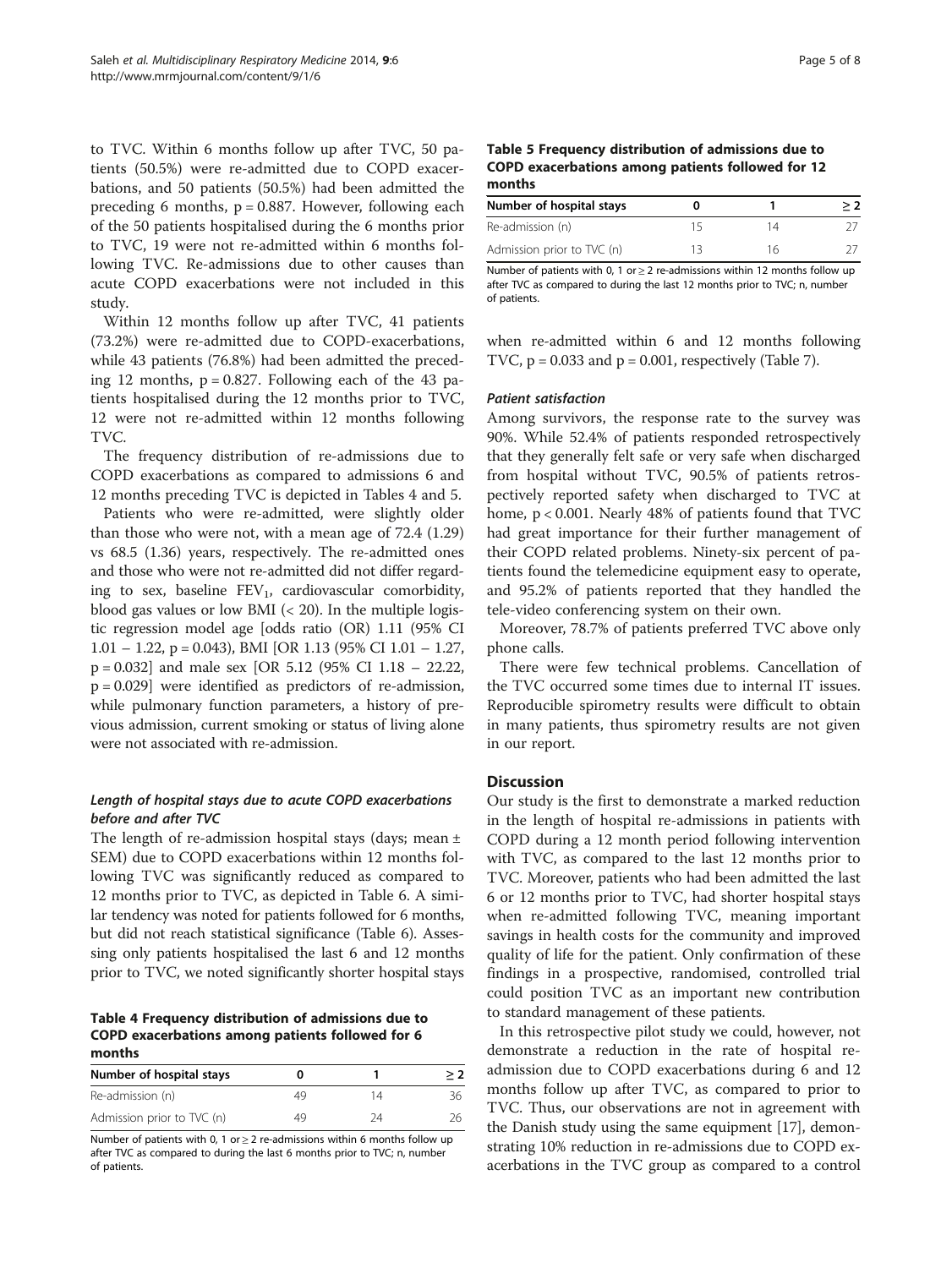to TVC. Within 6 months follow up after TVC, 50 patients (50.5%) were re-admitted due to COPD exacerbations, and 50 patients (50.5%) had been admitted the preceding 6 months, $p = 0.887$. However, following each of the 50 patients hospitalised during the 6 months prior to TVC, 19 were not re-admitted within 6 months following TVC. Re-admissions due to other causes than acute COPD exacerbations were not included in this study.

Within 12 months follow up after TVC, 41 patients (73.2%) were re-admitted due to COPD-exacerbations, while 43 patients (76.8%) had been admitted the preceding 12 months, $p = 0.827$. Following each of the 43 patients hospitalised during the 12 months prior to TVC, 12 were not re-admitted within 12 months following TVC.

The frequency distribution of re-admissions due to COPD exacerbations as compared to admissions 6 and 12 months preceding TVC is depicted in Tables 4 and 5.

Patients who were re-admitted, were slightly older than those who were not, with a mean age of 72.4 (1.29) vs 68.5 (1.36) years, respectively. The re-admitted ones and those who were not re-admitted did not differ regarding to sex, baseline $FEV_1$, cardiovascular comorbidity, blood gas values or low BMI (< 20). In the multiple logistic regression model age [odds ratio (OR) 1.11 (95% CI 1.01 – 1.22, $p = 0.043$), BMI [OR 1.13 (95% CI 1.01 – 1.27, $p = 0.032$] and male sex [OR 5.12 (95% CI 1.18 – 22.22, $p = 0.029$] were identified as predictors of re-admission, while pulmonary function parameters, a history of previous admission, current smoking or status of living alone were not associated with re-admission.

### *Length of hospital stays due to acute COPD exacerbations before and after TVC*

The length of re-admission hospital stays (days; mean ± SEM) due to COPD exacerbations within 12 months following TVC was significantly reduced as compared to 12 months prior to TVC, as depicted in Table 6. A similar tendency was noted for patients followed for 6 months, but did not reach statistical significance (Table 6). Assessing only patients hospitalised the last 6 and 12 months prior to TVC, we noted significantly shorter hospital stays when re-admitted within 6 and 12 months following TVC, $p = 0.033$ and $p = 0.001$, respectively (Table 7).

**Table 4 Frequency distribution of admissions due to COPD exacerbations among patients followed for 6 months**

| Number of hospital stays | 0 | 1 | ≥ 2 |
|---|---|---|---|
| Re-admission (n) | 49 | 14 | 36 |
| Admission prior to TVC (n) | 49 | 24 | 26 |

Number of patients with 0, 1 or ≥ 2 re-admissions within 6 months follow up after TVC as compared to during the last 6 months prior to TVC; n, number of patients.

**Table 5 Frequency distribution of admissions due to COPD exacerbations among patients followed for 12 months**

| Number of hospital stays | 0 | 1 | ≥ 2 |
|---|---|---|---|
| Re-admission (n) | 15 | 14 | 27 |
| Admission prior to TVC (n) | 13 | 16 | 27 |

Number of patients with 0, 1 or ≥ 2 re-admissions within 12 months follow up after TVC as compared to during the last 12 months prior to TVC; n, number of patients.

### *Patient satisfaction*

Among survivors, the response rate to the survey was 90%. While 52.4% of patients responded retrospectively that they generally felt safe or very safe when discharged from hospital without TVC, 90.5% of patients retrospectively reported safety when discharged to TVC at home, $p < 0.001$. Nearly 48% of patients found that TVC had great importance for their further management of their COPD related problems. Ninety-six percent of patients found the telemedicine equipment easy to operate, and 95.2% of patients reported that they handled the tele-video conferencing system on their own.

Moreover, 78.7% of patients preferred TVC above only phone calls.

There were few technical problems. Cancellation of the TVC occurred some times due to internal IT issues. Reproducible spirometry results were difficult to obtain in many patients, thus spirometry results are not given in our report.

## Discussion

Our study is the first to demonstrate a marked reduction in the length of hospital re-admissions in patients with COPD during a 12 month period following intervention with TVC, as compared to the last 12 months prior to TVC. Moreover, patients who had been admitted the last 6 or 12 months prior to TVC, had shorter hospital stays when re-admitted following TVC, meaning important savings in health costs for the community and improved quality of life for the patient. Only confirmation of these findings in a prospective, randomised, controlled trial could position TVC as an important new contribution to standard management of these patients.

In this retrospective pilot study we could, however, not demonstrate a reduction in the rate of hospital readmission due to COPD exacerbations during 6 and 12 months follow up after TVC, as compared to prior to TVC. Thus, our observations are not in agreement with the Danish study using the same equipment [17], demonstrating 10% reduction in re-admissions due to COPD exacerbations in the TVC group as compared to a control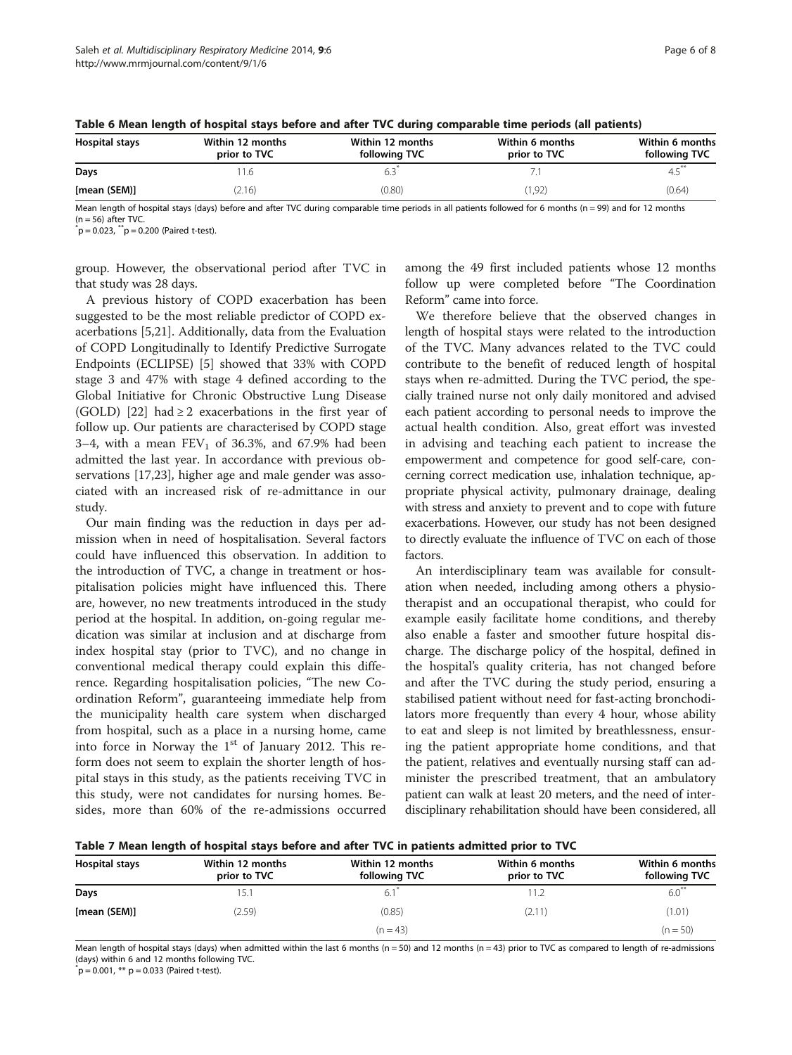**Table 6 Mean length of hospital stays before and after TVC during comparable time periods (all patients)**

| Hospital stays | Within 12 months prior to TVC | Within 12 months following TVC | Within 6 months prior to TVC | Within 6 months following TVC |
|---|---|---|---|---|
| Days | 11.6 | 6.3* | 7.1 | 4.5** |
| [mean (SEM)] | (2.16) | (0.80) | (1,92) | (0.64) |

Mean length of hospital stays (days) before and after TVC during comparable time periods in all patients followed for 6 months (n = 99) and for 12 months (n = 56) after TVC.
*p = 0.023, **p = 0.200 (Paired t-test).

group. However, the observational period after TVC in that study was 28 days.

A previous history of COPD exacerbation has been suggested to be the most reliable predictor of COPD exacerbations [5,21]. Additionally, data from the Evaluation of COPD Longitudinally to Identify Predictive Surrogate Endpoints (ECLIPSE) [5] showed that 33% with COPD stage 3 and 47% with stage 4 defined according to the Global Initiative for Chronic Obstructive Lung Disease (GOLD) [22] had ≥ 2 exacerbations in the first year of follow up. Our patients are characterised by COPD stage 3–4, with a mean $FEV_1$ of 36.3%, and 67.9% had been admitted the last year. In accordance with previous observations [17,23], higher age and male gender was associated with an increased risk of re-admittance in our study.

Our main finding was the reduction in days per admission when in need of hospitalisation. Several factors could have influenced this observation. In addition to the introduction of TVC, a change in treatment or hospitalisation policies might have influenced this. There are, however, no new treatments introduced in the study period at the hospital. In addition, on-going regular medication was similar at inclusion and at discharge from index hospital stay (prior to TVC), and no change in conventional medical therapy could explain this difference. Regarding hospitalisation policies, "The new Coordination Reform", guaranteeing immediate help from the municipality health care system when discharged from hospital, such as a place in a nursing home, came into force in Norway the 1st of January 2012. This reform does not seem to explain the shorter length of hospital stays in this study, as the patients receiving TVC in this study, were not candidates for nursing homes. Besides, more than 60% of the re-admissions occurred among the 49 first included patients whose 12 months follow up were completed before "The Coordination Reform" came into force.

We therefore believe that the observed changes in length of hospital stays were related to the introduction of the TVC. Many advances related to the TVC could contribute to the benefit of reduced length of hospital stays when re-admitted. During the TVC period, the specially trained nurse not only daily monitored and advised each patient according to personal needs to improve the actual health condition. Also, great effort was invested in advising and teaching each patient to increase the empowerment and competence for good self-care, concerning correct medication use, inhalation technique, appropriate physical activity, pulmonary drainage, dealing with stress and anxiety to prevent and to cope with future exacerbations. However, our study has not been designed to directly evaluate the influence of TVC on each of those factors.

An interdisciplinary team was available for consultation when needed, including among others a physiotherapist and an occupational therapist, who could for example easily facilitate home conditions, and thereby also enable a faster and smoother future hospital discharge. The discharge policy of the hospital, defined in the hospital's quality criteria, has not changed before and after the TVC during the study period, ensuring a stabilised patient without need for fast-acting bronchodilators more frequently than every 4 hour, whose ability to eat and sleep is not limited by breathlessness, ensuring the patient appropriate home conditions, and that the patient, relatives and eventually nursing staff can administer the prescribed treatment, that an ambulatory patient can walk at least 20 meters, and the need of interdisciplinary rehabilitation should have been considered, all

**Table 7 Mean length of hospital stays before and after TVC in patients admitted prior to TVC**

| Hospital stays | Within 12 months prior to TVC | Within 12 months following TVC | Within 6 months prior to TVC | Within 6 months following TVC |
|---|---|---|---|---|
| Days | 15.1 | 6.1* | 11.2 | 6.0** |
| [mean (SEM)] | (2.59) | (0.85) | (2.11) | (1.01) |
| | | (n = 43) | | (n = 50) |

Mean length of hospital stays (days) when admitted within the last 6 months (n = 50) and 12 months (n = 43) prior to TVC as compared to length of re-admissions (days) within 6 and 12 months following TVC.
*p = 0.001, ** p = 0.033 (Paired t-test).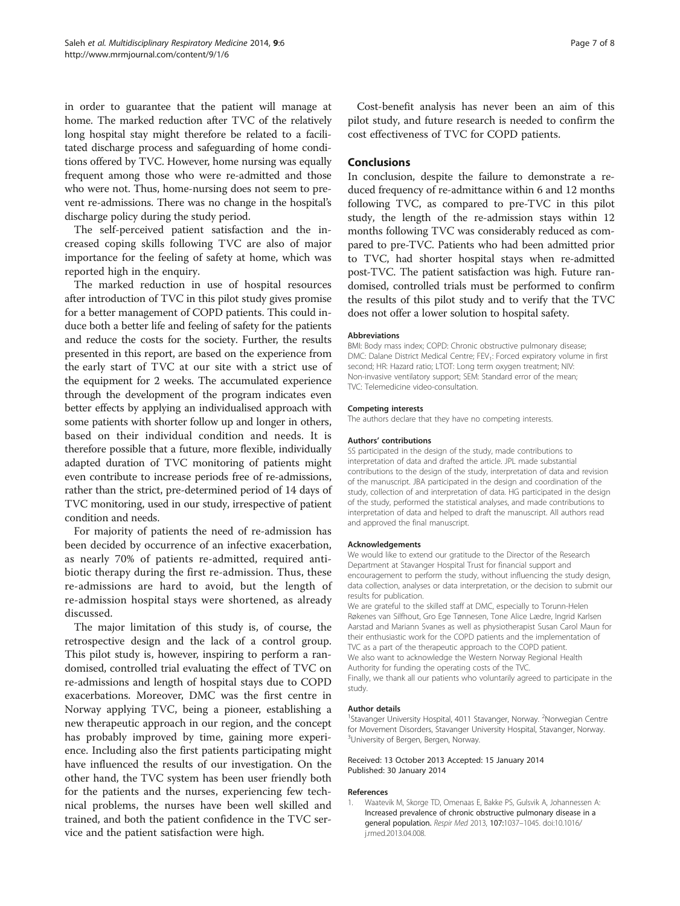in order to guarantee that the patient will manage at home. The marked reduction after TVC of the relatively long hospital stay might therefore be related to a facilitated discharge process and safeguarding of home conditions offered by TVC. However, home nursing was equally frequent among those who were re-admitted and those who were not. Thus, home-nursing does not seem to prevent re-admissions. There was no change in the hospital's discharge policy during the study period.

The self-perceived patient satisfaction and the increased coping skills following TVC are also of major importance for the feeling of safety at home, which was reported high in the enquiry.

The marked reduction in use of hospital resources after introduction of TVC in this pilot study gives promise for a better management of COPD patients. This could induce both a better life and feeling of safety for the patients and reduce the costs for the society. Further, the results presented in this report, are based on the experience from the early start of TVC at our site with a strict use of the equipment for 2 weeks. The accumulated experience through the development of the program indicates even better effects by applying an individualised approach with some patients with shorter follow up and longer in others, based on their individual condition and needs. It is therefore possible that a future, more flexible, individually adapted duration of TVC monitoring of patients might even contribute to increase periods free of re-admissions, rather than the strict, pre-determined period of 14 days of TVC monitoring, used in our study, irrespective of patient condition and needs.

For majority of patients the need of re-admission has been decided by occurrence of an infective exacerbation, as nearly 70% of patients re-admitted, required antibiotic therapy during the first re-admission. Thus, these re-admissions are hard to avoid, but the length of re-admission hospital stays were shortened, as already discussed.

The major limitation of this study is, of course, the retrospective design and the lack of a control group. This pilot study is, however, inspiring to perform a randomised, controlled trial evaluating the effect of TVC on re-admissions and length of hospital stays due to COPD exacerbations. Moreover, DMC was the first centre in Norway applying TVC, being a pioneer, establishing a new therapeutic approach in our region, and the concept has probably improved by time, gaining more experience. Including also the first patients participating might have influenced the results of our investigation. On the other hand, the TVC system has been user friendly both for the patients and the nurses, experiencing few technical problems, the nurses have been well skilled and trained, and both the patient confidence in the TVC service and the patient satisfaction were high.

Cost-benefit analysis has never been an aim of this pilot study, and future research is needed to confirm the cost effectiveness of TVC for COPD patients.

## Conclusions

In conclusion, despite the failure to demonstrate a reduced frequency of re-admittance within 6 and 12 months following TVC, as compared to pre-TVC in this pilot study, the length of the re-admission stays within 12 months following TVC was considerably reduced as compared to pre-TVC. Patients who had been admitted prior to TVC, had shorter hospital stays when re-admitted post-TVC. The patient satisfaction was high. Future randomised, controlled trials must be performed to confirm the results of this pilot study and to verify that the TVC does not offer a lower solution to hospital safety.

#### Abbreviations

BMI: Body mass index; COPD: Chronic obstructive pulmonary disease; DMC: Dalane District Medical Centre; $FEV_1$: Forced expiratory volume in first second; HR: Hazard ratio; LTOT: Long term oxygen treatment; NIV: Non-invasive ventilatory support; SEM: Standard error of the mean; TVC: Telemedicine video-consultation.

#### Competing interests

The authors declare that they have no competing interests.

#### Authors' contributions

SS participated in the design of the study, made contributions to interpretation of data and drafted the article. JPL made substantial contributions to the design of the study, interpretation of data and revision of the manuscript. JBA participated in the design and coordination of the study, collection of and interpretation of data. HG participated in the design of the study, performed the statistical analyses, and made contributions to interpretation of data and helped to draft the manuscript. All authors read and approved the final manuscript.

#### Acknowledgements

We would like to extend our gratitude to the Director of the Research Department at Stavanger Hospital Trust for financial support and encouragement to perform the study, without influencing the study design, data collection, analyses or data interpretation, or the decision to submit our results for publication.

We are grateful to the skilled staff at DMC, especially to Torunn-Helen Røkenes van Silfhout, Gro Ege Tønnesen, Tone Alice Lædre, Ingrid Karlsen Aarstad and Mariann Svanes as well as physiotherapist Susan Carol Maun for their enthusiastic work for the COPD patients and the implementation of TVC as a part of the therapeutic approach to the COPD patient.

We also want to acknowledge the Western Norway Regional Health Authority for funding the operating costs of the TVC.

Finally, we thank all our patients who voluntarily agreed to participate in the study.

#### Author details

[1]Stavanger University Hospital, 4011 Stavanger, Norway. [2]Norwegian Centre for Movement Disorders, Stavanger University Hospital, Stavanger, Norway. [3]University of Bergen, Bergen, Norway.

Received: 13 October 2013 Accepted: 15 January 2014
Published: 30 January 2014

#### References

1. Waatevik M, Skorge TD, Omenaas E, Bakke PS, Gulsvik A, Johannessen A: **Increased prevalence of chronic obstructive pulmonary disease in a general population.** *Respir Med* 2013, **107:**1037–1045. doi:10.1016/j.rmed.2013.04.008.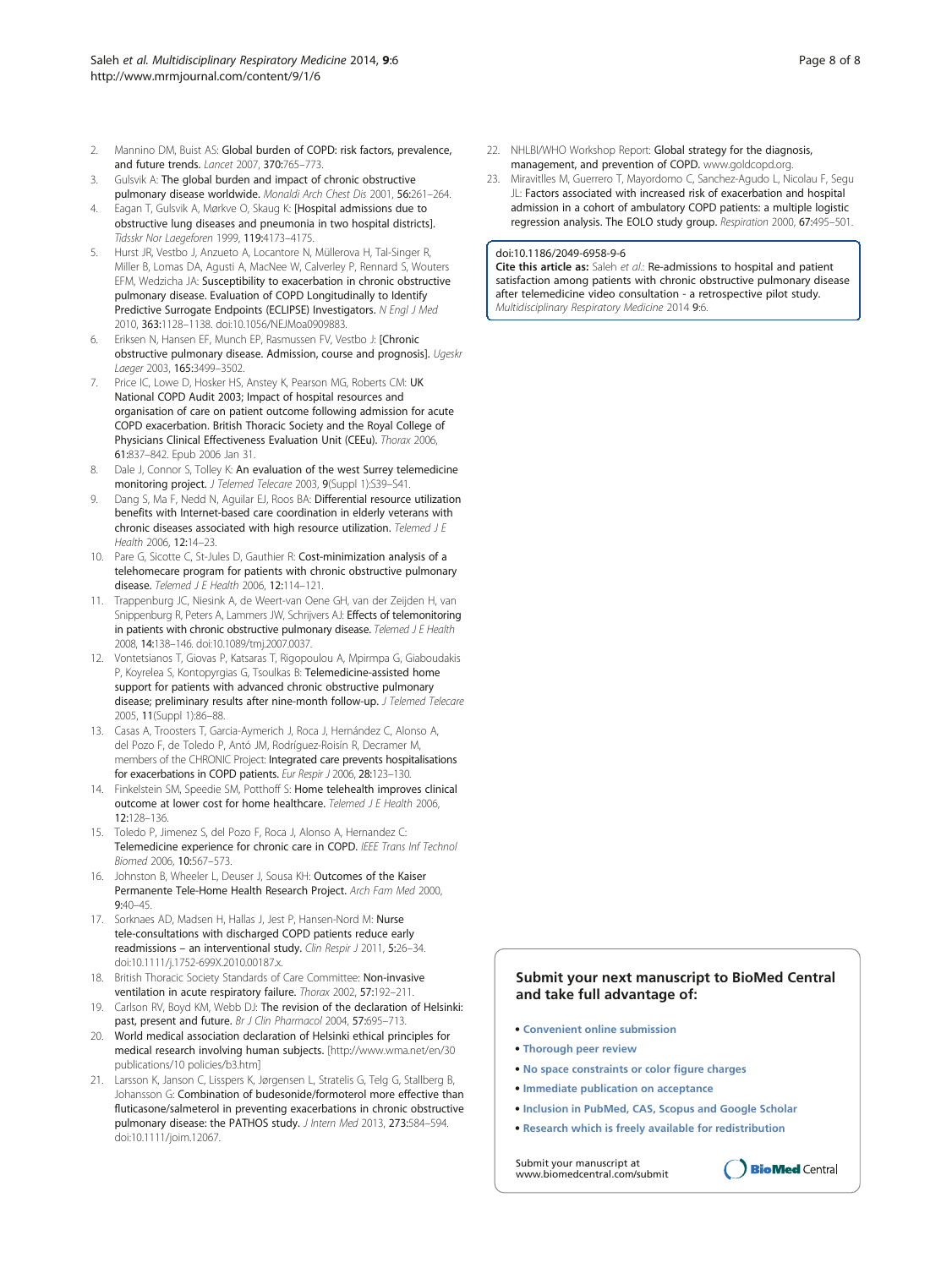2. Mannino DM, Buist AS: Global burden of COPD: risk factors, prevalence, and future trends. *Lancet* 2007, **370**:765–773.
3. Gulsvik A: The global burden and impact of chronic obstructive pulmonary disease worldwide. *Monaldi Arch Chest Dis* 2001, **56**:261–264.
4. Eagan T, Gulsvik A, Mørkve O, Skaug K: [Hospital admissions due to obstructive lung diseases and pneumonia in two hospital districts]. *Tidsskr Nor Laegeforen* 1999, **119**:4173–4175.
5. Hurst JR, Vestbo J, Anzueto A, Locantore N, Müllerova H, Tal-Singer R, Miller B, Lomas DA, Agusti A, MacNee W, Calverley P, Rennard S, Wouters EFM, Wedzicha JA: Susceptibility to exacerbation in chronic obstructive pulmonary disease. Evaluation of COPD Longitudinally to Identify Predictive Surrogate Endpoints (ECLIPSE) Investigators. *N Engl J Med* 2010, **363**:1128–1138. doi:10.1056/NEJMoa0909883.
6. Eriksen N, Hansen EF, Munch EP, Rasmussen FV, Vestbo J: [Chronic obstructive pulmonary disease. Admission, course and prognosis]. *Ugeskr Laeger* 2003, **165**:3499–3502.
7. Price IC, Lowe D, Hosker HS, Anstey K, Pearson MG, Roberts CM: UK National COPD Audit 2003; Impact of hospital resources and organisation of care on patient outcome following admission for acute COPD exacerbation. British Thoracic Society and the Royal College of Physicians Clinical Effectiveness Evaluation Unit (CEEu). *Thorax* 2006, **61**:837–842. Epub 2006 Jan 31.
8. Dale J, Connor S, Tolley K: An evaluation of the west Surrey telemedicine monitoring project. *J Telemed Telecare* 2003, **9**(Suppl 1):S39–S41.
9. Dang S, Ma F, Nedd N, Aguilar EJ, Roos BA: Differential resource utilization benefits with Internet-based care coordination in elderly veterans with chronic diseases associated with high resource utilization. *Telemed J E Health* 2006, **12**:14–23.
10. Pare G, Sicotte C, St-Jules D, Gauthier R: Cost-minimization analysis of a telehomecare program for patients with chronic obstructive pulmonary disease. *Telemed J E Health* 2006, **12**:114–121.
11. Trappenburg JC, Niesink A, de Weert-van Oene GH, van der Zeijden H, van Snippenburg R, Peters A, Lammers JW, Schrijvers AJ: Effects of telemonitoring in patients with chronic obstructive pulmonary disease. *Telemed J E Health* 2008, **14**:138–146. doi:10.1089/tmj.2007.0037.
12. Vontetsianos T, Giovas P, Katsaras T, Rigopoulou A, Mpirmpa G, Giaboudakis P, Koyrelea S, Kontopyrgias G, Tsoulkas B: Telemedicine-assisted home support for patients with advanced chronic obstructive pulmonary disease; preliminary results after nine-month follow-up. *J Telemed Telecare* 2005, **11**(Suppl 1):86–88.
13. Casas A, Troosters T, Garcia-Aymerich J, Roca J, Hernández C, Alonso A, del Pozo F, de Toledo P, Antó JM, Rodríguez-Roisín R, Decramer M, members of the CHRONIC Project: Integrated care prevents hospitalisations for exacerbations in COPD patients. *Eur Respir J* 2006, **28**:123–130.
14. Finkelstein SM, Speedie SM, Potthoff S: Home telehealth improves clinical outcome at lower cost for home healthcare. *Telemed J E Health* 2006, **12**:128–136.
15. Toledo P, Jimenez S, del Pozo F, Roca J, Alonso A, Hernandez C: Telemedicine experience for chronic care in COPD. *IEEE Trans Inf Technol Biomed* 2006, **10**:567–573.
16. Johnston B, Wheeler L, Deuser J, Sousa KH: Outcomes of the Kaiser Permanente Tele-Home Health Research Project. *Arch Fam Med* 2000, **9**:40–45.
17. Sorknaes AD, Madsen H, Hallas J, Jest P, Hansen-Nord M: Nurse tele-consultations with discharged COPD patients reduce early readmissions – an interventional study. *Clin Respir J* 2011, **5**:26–34. doi:10.1111/j.1752-699X.2010.00187.x.
18. British Thoracic Society Standards of Care Committee: Non-invasive ventilation in acute respiratory failure. *Thorax* 2002, **57**:192–211.
19. Carlson RV, Boyd KM, Webb DJ: The revision of the declaration of Helsinki: past, present and future. *Br J Clin Pharmacol* 2004, **57**:695–713.
20. World medical association declaration of Helsinki ethical principles for medical research involving human subjects. [http://www.wma.net/en/30 publications/10 policies/b3.htm]
21. Larsson K, Janson C, Lisspers K, Jørgensen L, Stratelis G, Telg G, Stallberg B, Johansson G: Combination of budesonide/formoterol more effective than fluticasone/salmeterol in preventing exacerbations in chronic obstructive pulmonary disease: the PATHOS study. *J Intern Med* 2013, **273**:584–594. doi:10.1111/joim.12067.
22. NHLBI/WHO Workshop Report: Global strategy for the diagnosis, management, and prevention of COPD. www.goldcopd.org.
23. Miravitlles M, Guerrero T, Mayordomo C, Sanchez-Agudo L, Nicolau F, Segu JL: Factors associated with increased risk of exacerbation and hospital admission in a cohort of ambulatory COPD patients: a multiple logistic regression analysis. The EOLO study group. *Respiration* 2000, **67**:495–501.

doi:10.1186/2049-6958-9-6

**Cite this article as:** Saleh *et al.*: Re-admissions to hospital and patient satisfaction among patients with chronic obstructive pulmonary disease after telemedicine video consultation - a retrospective pilot study. *Multidisciplinary Respiratory Medicine* 2014 **9**:6.

**Submit your next manuscript to BioMed Central and take full advantage of:**

- **Convenient online submission**
- **Thorough peer review**
- **No space constraints or color figure charges**
- **Immediate publication on acceptance**
- **Inclusion in PubMed, CAS, Scopus and Google Scholar**
- **Research which is freely available for redistribution**

Submit your manuscript at
www.biomedcentral.com/submit

BioMed Central